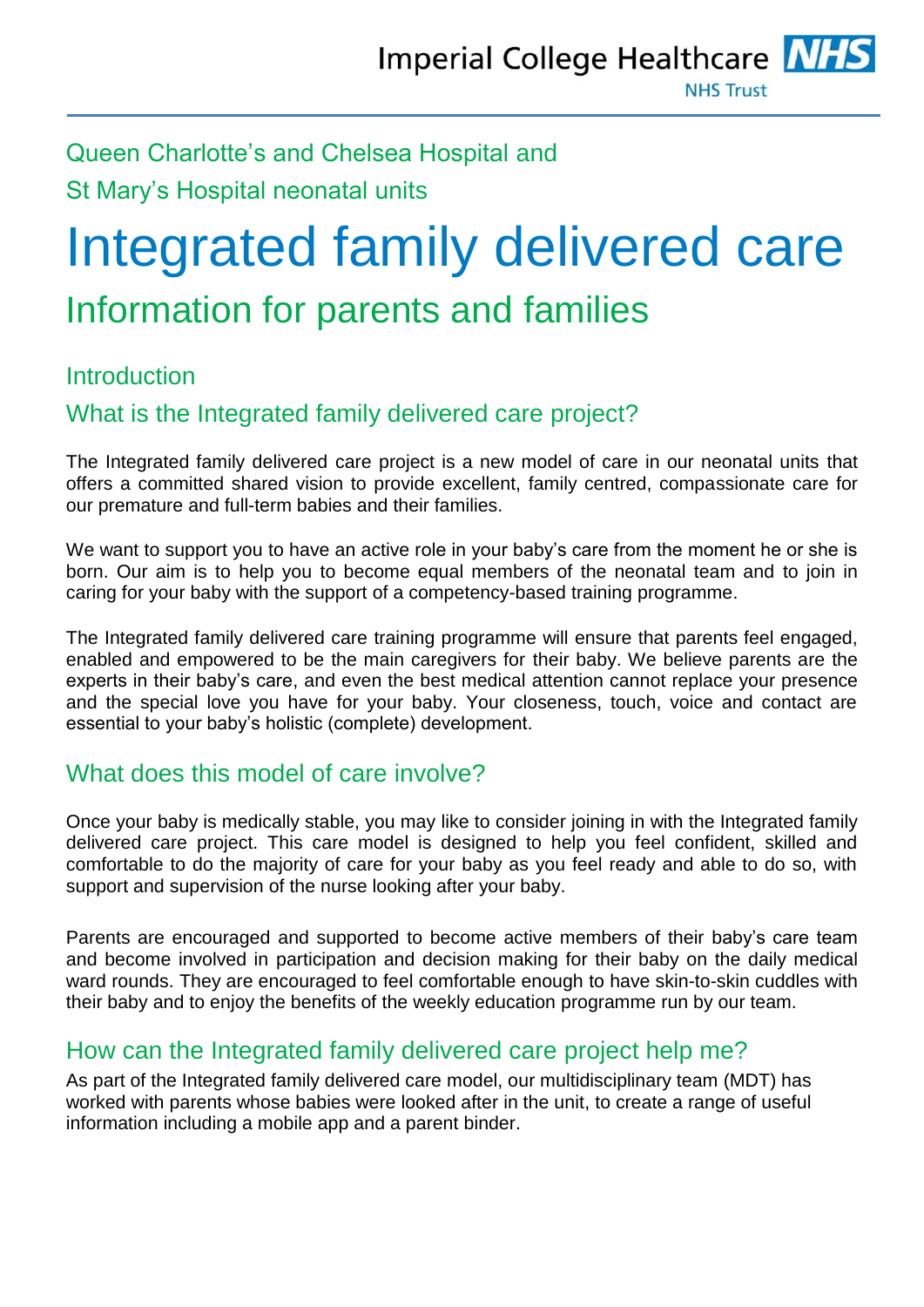Imperial College Healthcare NHS Trust

Queen Charlotte's and Chelsea Hospital and
St Mary's Hospital neonatal units

# Integrated family delivered care

## Information for parents and families

### Introduction

### What is the Integrated family delivered care project?

The Integrated family delivered care project is a new model of care in our neonatal units that offers a committed shared vision to provide excellent, family centred, compassionate care for our premature and full-term babies and their families.

We want to support you to have an active role in your baby's care from the moment he or she is born. Our aim is to help you to become equal members of the neonatal team and to join in caring for your baby with the support of a competency-based training programme.

The Integrated family delivered care training programme will ensure that parents feel engaged, enabled and empowered to be the main caregivers for their baby. We believe parents are the experts in their baby's care, and even the best medical attention cannot replace your presence and the special love you have for your baby. Your closeness, touch, voice and contact are essential to your baby's holistic (complete) development.

### What does this model of care involve?

Once your baby is medically stable, you may like to consider joining in with the Integrated family delivered care project. This care model is designed to help you feel confident, skilled and comfortable to do the majority of care for your baby as you feel ready and able to do so, with support and supervision of the nurse looking after your baby.

Parents are encouraged and supported to become active members of their baby's care team and become involved in participation and decision making for their baby on the daily medical ward rounds. They are encouraged to feel comfortable enough to have skin-to-skin cuddles with their baby and to enjoy the benefits of the weekly education programme run by our team.

### How can the Integrated family delivered care project help me?

As part of the Integrated family delivered care model, our multidisciplinary team (MDT) has worked with parents whose babies were looked after in the unit, to create a range of useful information including a mobile app and a parent binder.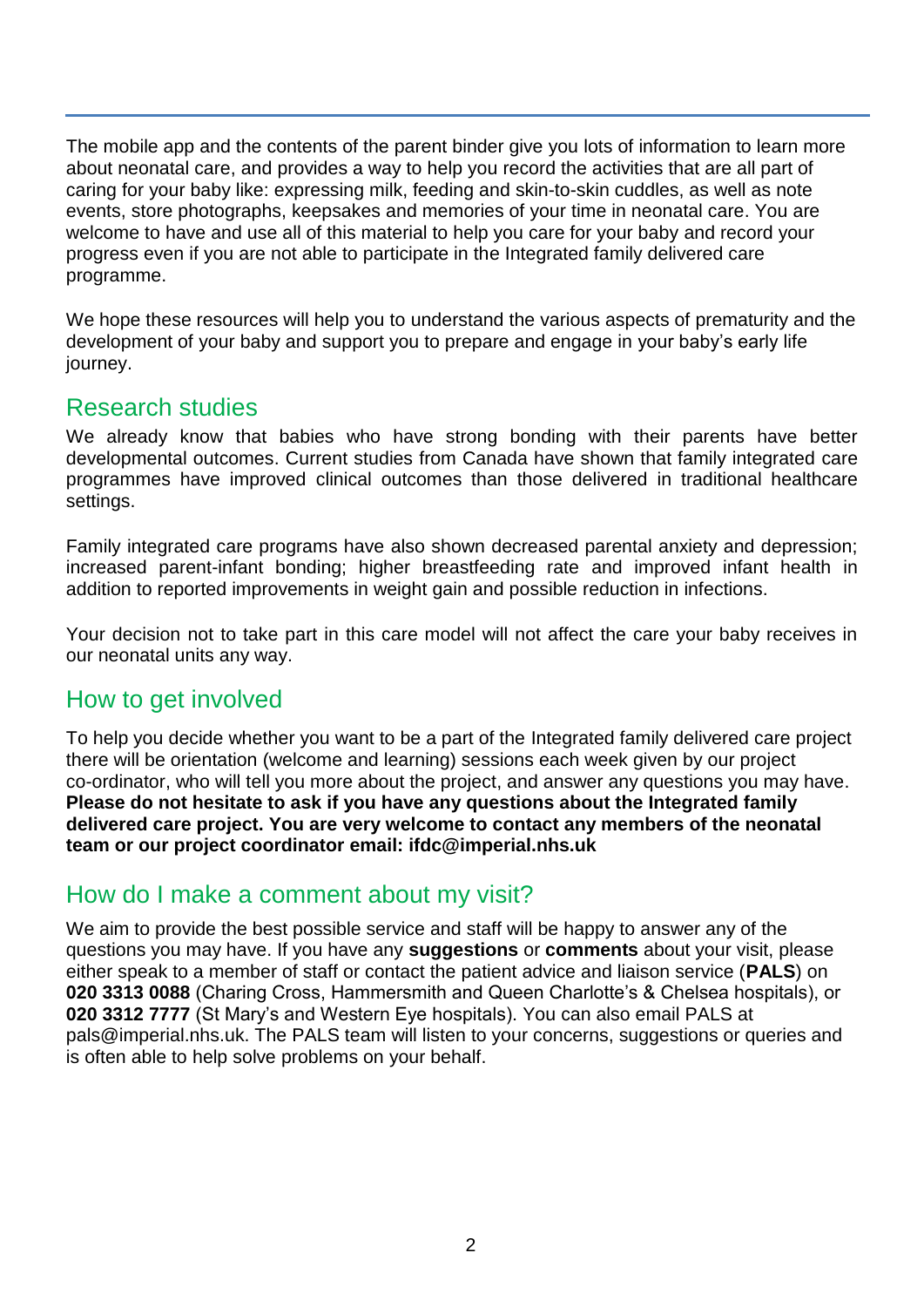The mobile app and the contents of the parent binder give you lots of information to learn more about neonatal care, and provides a way to help you record the activities that are all part of caring for your baby like: expressing milk, feeding and skin-to-skin cuddles, as well as note events, store photographs, keepsakes and memories of your time in neonatal care. You are welcome to have and use all of this material to help you care for your baby and record your progress even if you are not able to participate in the Integrated family delivered care programme.

We hope these resources will help you to understand the various aspects of prematurity and the development of your baby and support you to prepare and engage in your baby's early life journey.

## Research studies

We already know that babies who have strong bonding with their parents have better developmental outcomes. Current studies from Canada have shown that family integrated care programmes have improved clinical outcomes than those delivered in traditional healthcare settings.

Family integrated care programs have also shown decreased parental anxiety and depression; increased parent-infant bonding; higher breastfeeding rate and improved infant health in addition to reported improvements in weight gain and possible reduction in infections.

Your decision not to take part in this care model will not affect the care your baby receives in our neonatal units any way.

## How to get involved

To help you decide whether you want to be a part of the Integrated family delivered care project there will be orientation (welcome and learning) sessions each week given by our project co-ordinator, who will tell you more about the project, and answer any questions you may have. **Please do not hesitate to ask if you have any questions about the Integrated family delivered care project. You are very welcome to contact any members of the neonatal team or our project coordinator email: ifdc@imperial.nhs.uk**

## How do I make a comment about my visit?

We aim to provide the best possible service and staff will be happy to answer any of the questions you may have. If you have any **suggestions** or **comments** about your visit, please either speak to a member of staff or contact the patient advice and liaison service (**PALS**) on **020 3313 0088** (Charing Cross, Hammersmith and Queen Charlotte's & Chelsea hospitals), or **020 3312 7777** (St Mary's and Western Eye hospitals). You can also email PALS at pals@imperial.nhs.uk. The PALS team will listen to your concerns, suggestions or queries and is often able to help solve problems on your behalf.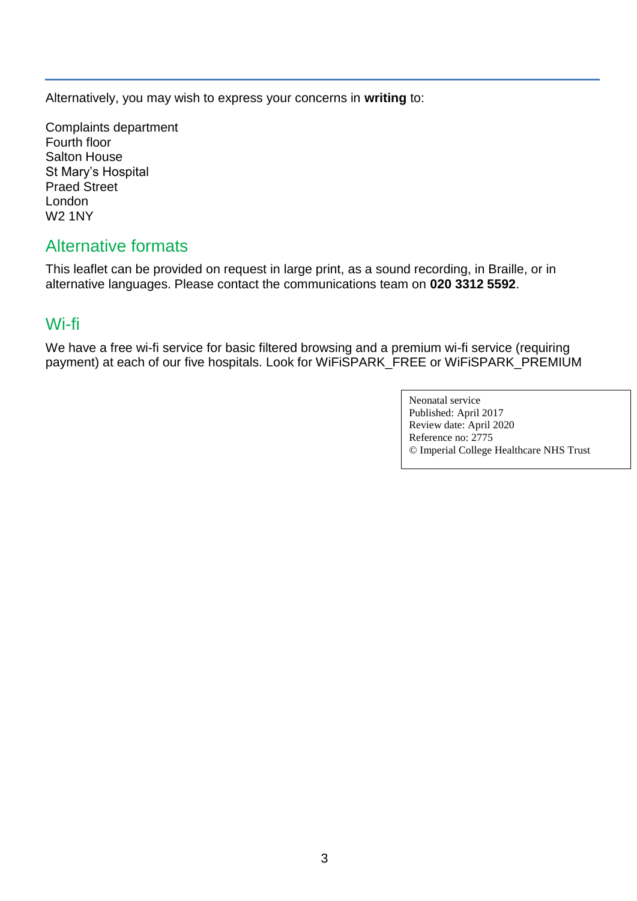Alternatively, you may wish to express your concerns in **writing** to:

Complaints department  
Fourth floor  
Salton House  
St Mary's Hospital  
Praed Street  
London  
W2 1NY

## Alternative formats

This leaflet can be provided on request in large print, as a sound recording, in Braille, or in alternative languages. Please contact the communications team on **020 3312 5592**.

## Wi-fi

We have a free wi-fi service for basic filtered browsing and a premium wi-fi service (requiring payment) at each of our five hospitals. Look for WiFiSPARK_FREE or WiFiSPARK_PREMIUM

Neonatal service  
Published: April 2017  
Review date: April 2020  
Reference no: 2775  
© Imperial College Healthcare NHS Trust